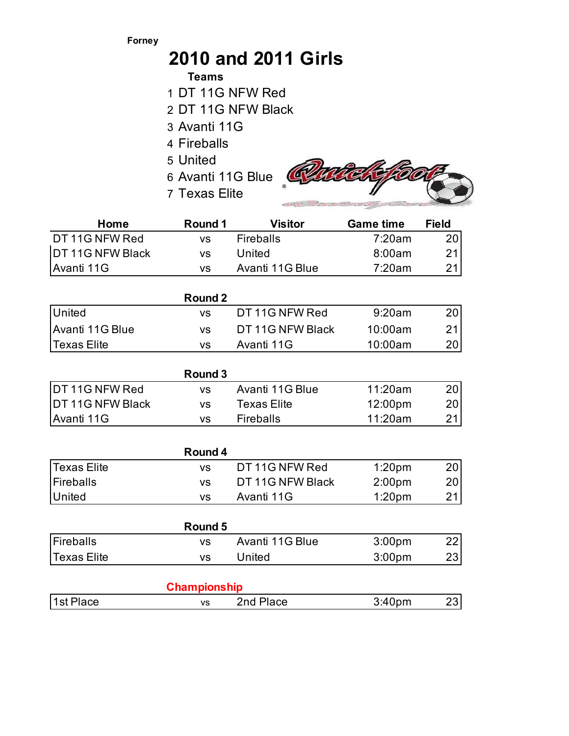Forney

# 2010 and 2011 Girls

**Teams**

1. DT 11G NFW Red
2. DT 11G NFW Black
3. Avanti 11G
4. Fireballs
5. United
6. Avanti 11G Blue
7. Texas Elite

| Home | Round 1 | Visitor | Game time | Field |
|---|---|---|---|---|
| DT 11G NFW Red | vs | Fireballs | 7:20am | 20 |
| DT 11G NFW Black | vs | United | 8:00am | 21 |
| Avanti 11G | vs | Avanti 11G Blue | 7:20am | 21 |
| | **Round 2** | | | |
| United | vs | DT 11G NFW Red | 9:20am | 20 |
| Avanti 11G Blue | vs | DT 11G NFW Black | 10:00am | 21 |
| Texas Elite | vs | Avanti 11G | 10:00am | 20 |
| | **Round 3** | | | |
| DT 11G NFW Red | vs | Avanti 11G Blue | 11:20am | 20 |
| DT 11G NFW Black | vs | Texas Elite | 12:00pm | 20 |
| Avanti 11G | vs | Fireballs | 11:20am | 21 |
| | **Round 4** | | | |
| Texas Elite | vs | DT 11G NFW Red | 1:20pm | 20 |
| Fireballs | vs | DT 11G NFW Black | 2:00pm | 20 |
| United | vs | Avanti 11G | 1:20pm | 21 |
| | **Round 5** | | | |
| Fireballs | vs | Avanti 11G Blue | 3:00pm | 22 |
| Texas Elite | vs | United | 3:00pm | 23 |
| | **Championship** | | | |
| 1st Place | vs | 2nd Place | 3:40pm | 23 |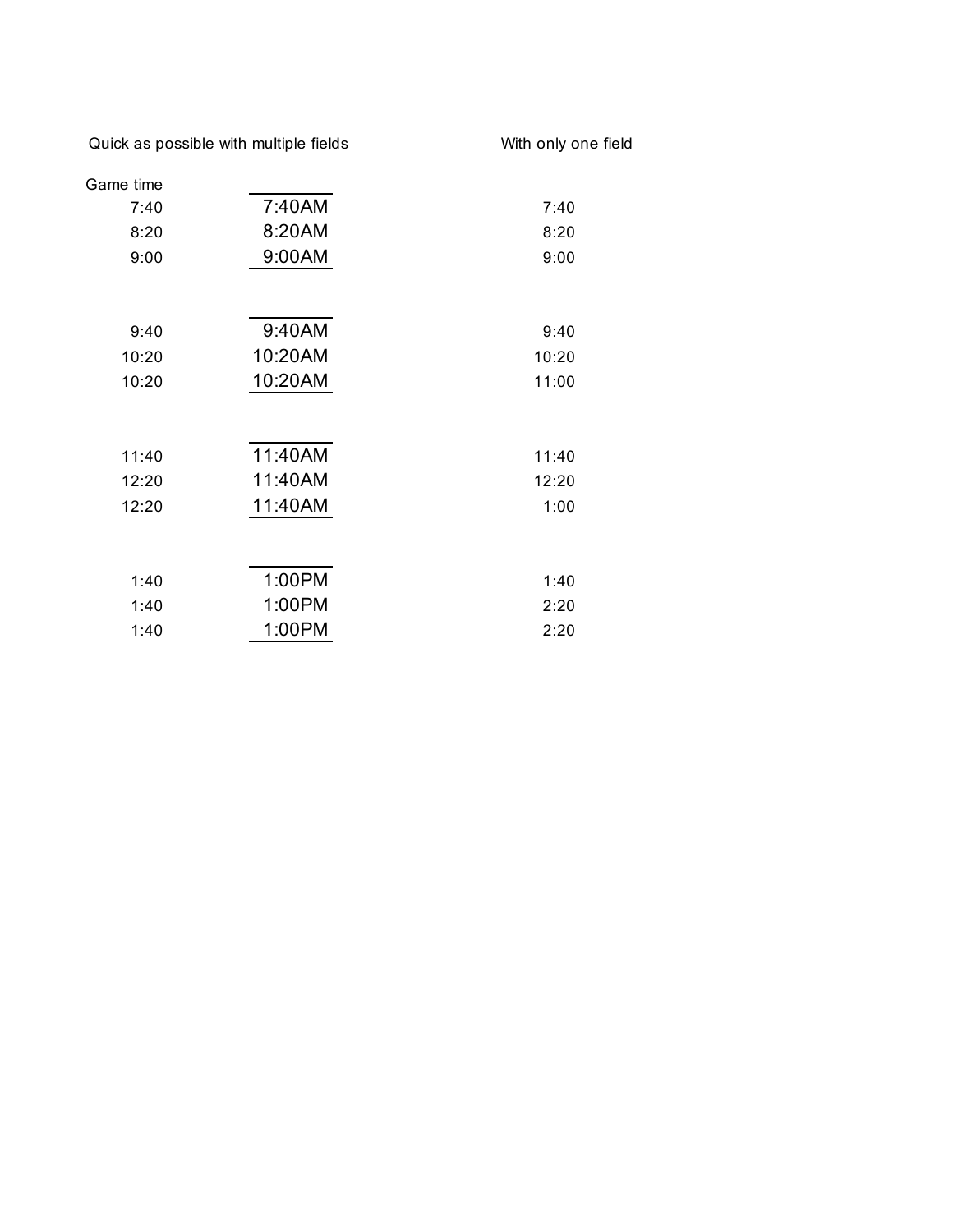| Quick as possible with multiple fields | | With only one field |
|---|---|---|
| Game time | | |
| 7:40 | 7:40AM | 7:40 |
| 8:20 | 8:20AM | 8:20 |
| 9:00 | 9:00AM | 9:00 |
| | | |
| 9:40 | 9:40AM | 9:40 |
| 10:20 | 10:20AM | 10:20 |
| 10:20 | 10:20AM | 11:00 |
| | | |
| 11:40 | 11:40AM | 11:40 |
| 12:20 | 11:40AM | 12:20 |
| 12:20 | 11:40AM | 1:00 |
| | | |
| 1:40 | 1:00PM | 1:40 |
| 1:40 | 1:00PM | 2:20 |
| 1:40 | 1:00PM | 2:20 |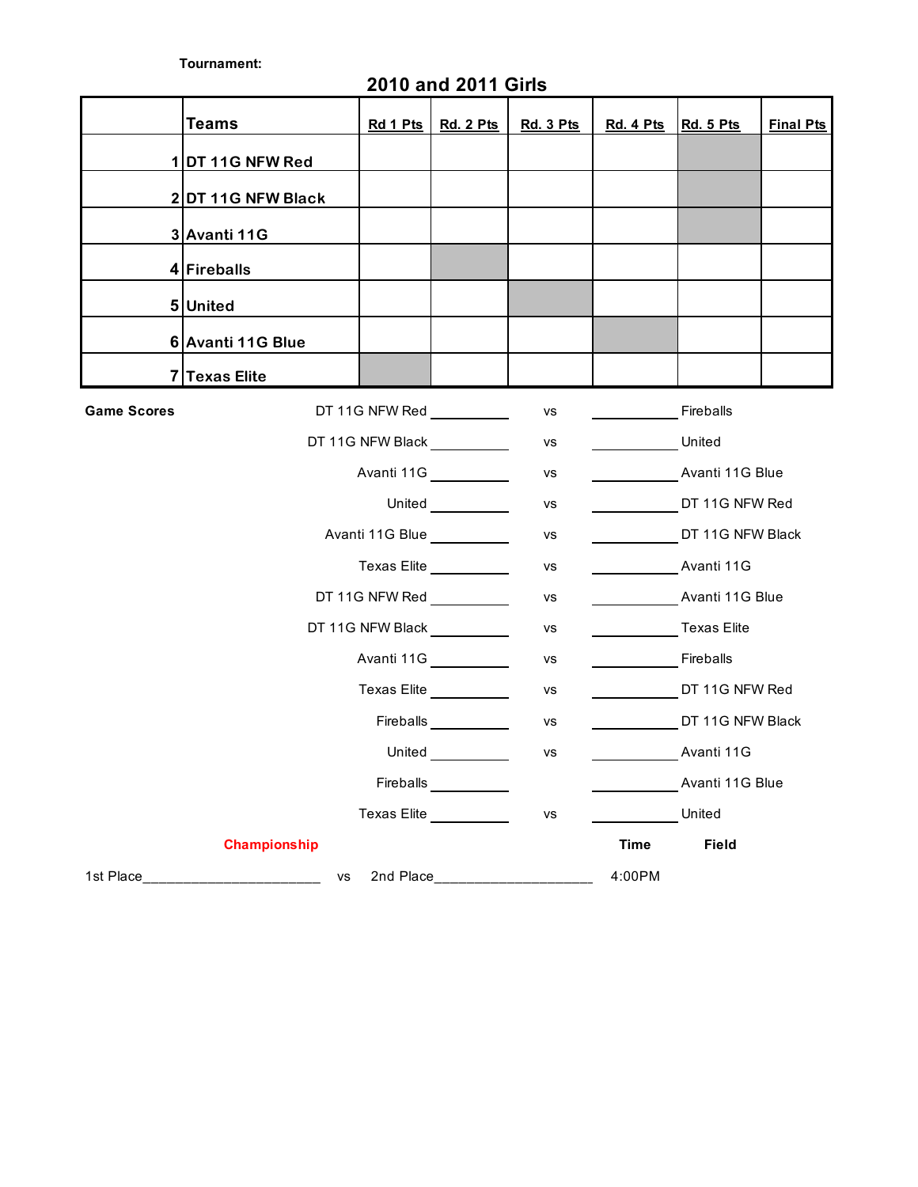**Tournament:**

## 2010 and 2011 Girls

| | Teams | Rd 1 Pts | Rd. 2 Pts | Rd. 3 Pts | Rd. 4 Pts | Rd. 5 Pts | Final Pts |
|---|---|---|---|---|---|---|---|
| 1 | DT 11G NFW Red | | | | | | |
| 2 | DT 11G NFW Black | | | | | | |
| 3 | Avanti 11G | | | | | | |
| 4 | Fireballs | | | | | | |
| 5 | United | | | | | | |
| 6 | Avanti 11G Blue | | | | | | |
| 7 | Texas Elite | | | | | | |

**Game Scores**

| | | | | |
|---|---|---|---|---|
| DT 11G NFW Red | ________ | vs | ________ | Fireballs |
| DT 11G NFW Black | ________ | vs | ________ | United |
| Avanti 11G | ________ | vs | ________ | Avanti 11G Blue |
| United | ________ | vs | ________ | DT 11G NFW Red |
| Avanti 11G Blue | ________ | vs | ________ | DT 11G NFW Black |
| Texas Elite | ________ | vs | ________ | Avanti 11G |
| DT 11G NFW Red | ________ | vs | ________ | Avanti 11G Blue |
| DT 11G NFW Black | ________ | vs | ________ | Texas Elite |
| Avanti 11G | ________ | vs | ________ | Fireballs |
| Texas Elite | ________ | vs | ________ | DT 11G NFW Red |
| Fireballs | ________ | vs | ________ | DT 11G NFW Black |
| United | ________ | vs | ________ | Avanti 11G |
| Fireballs | ________ | | ________ | Avanti 11G Blue |
| Texas Elite | ________ | vs | ________ | United |

**Championship**

| | | | Time | Field |
|---|---|---|---|---|
| 1st Place______________________ | vs | 2nd Place___________________ | 4:00PM | |